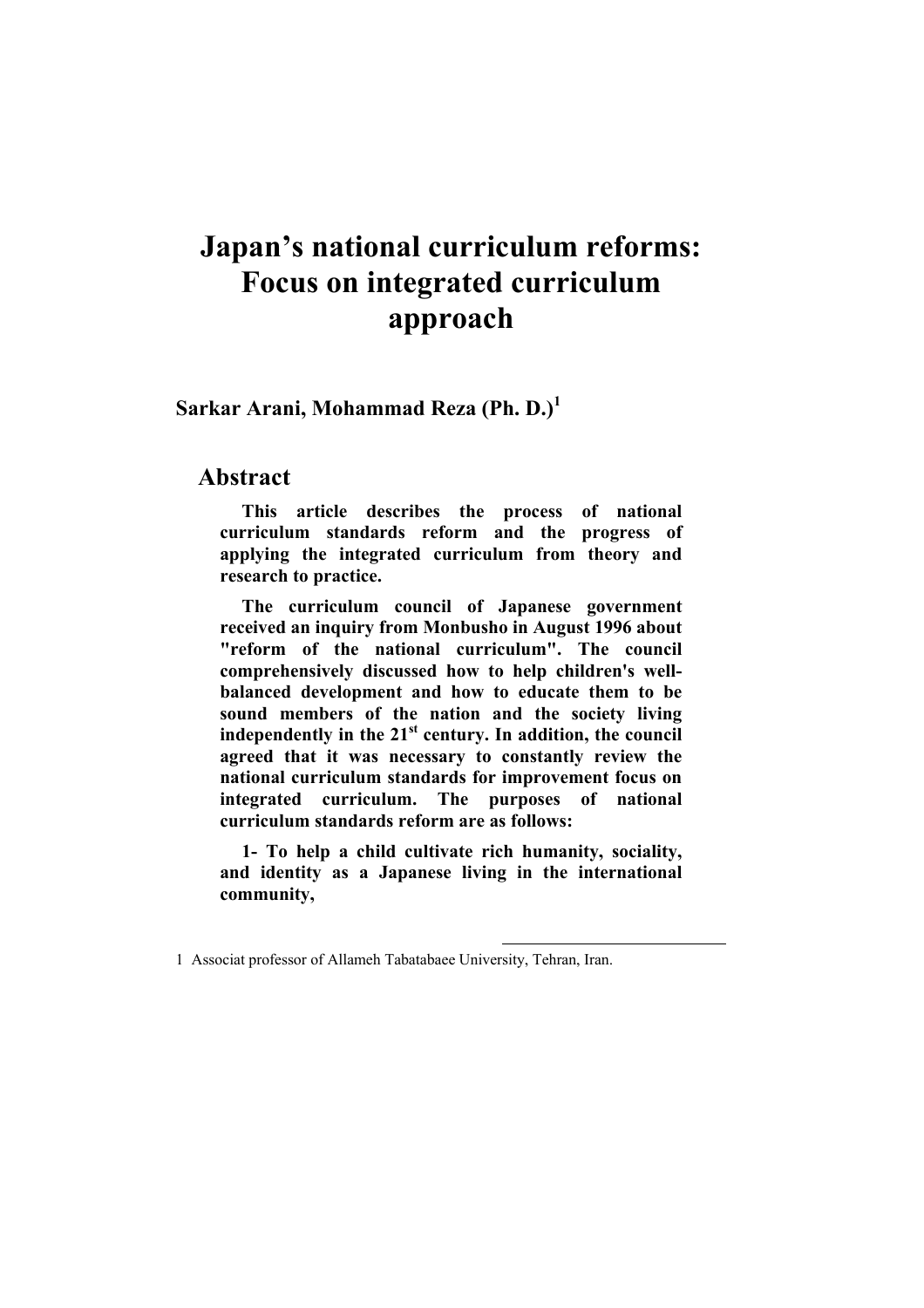# Japan's national curriculum reforms: Focus on integrated curriculum approach

**Sarkar Arani, Mohammad Reza (Ph. D.)[1]**

## Abstract

**This article describes the process of national curriculum standards reform and the progress of applying the integrated curriculum from theory and research to practice.**

**The curriculum council of Japanese government received an inquiry from Monbusho in August 1996 about "reform of the national curriculum". The council comprehensively discussed how to help children's well-balanced development and how to educate them to be sound members of the nation and the society living independently in the 21st century. In addition, the council agreed that it was necessary to constantly review the national curriculum standards for improvement focus on integrated curriculum. The purposes of national curriculum standards reform are as follows:**

**1- To help a child cultivate rich humanity, sociality, and identity as a Japanese living in the international community,**

---

1 Associat professor of Allameh Tabatabaee University, Tehran, Iran.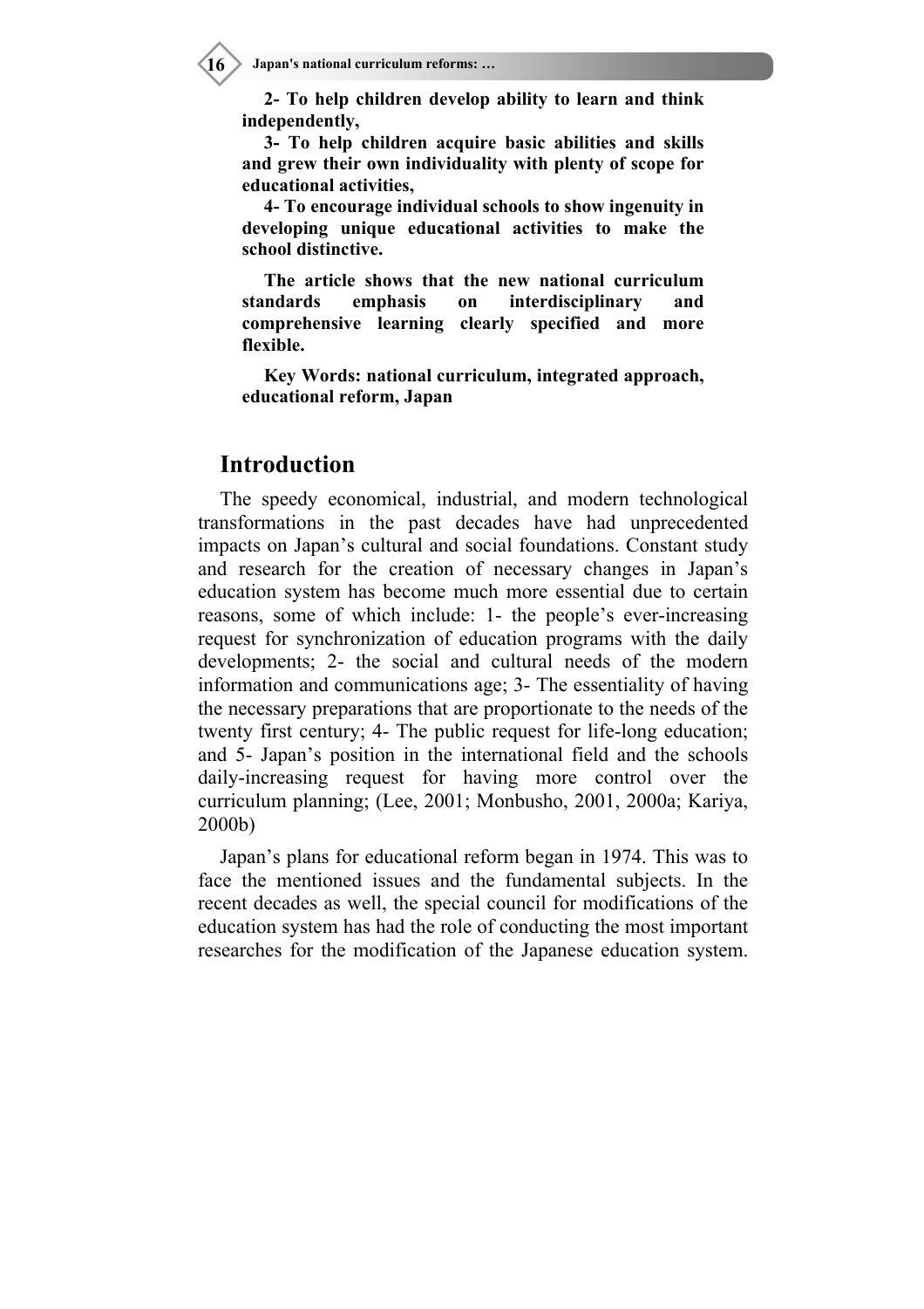**2- To help children develop ability to learn and think independently,**

**3- To help children acquire basic abilities and skills and grew their own individuality with plenty of scope for educational activities,**

**4- To encourage individual schools to show ingenuity in developing unique educational activities to make the school distinctive.**

**The article shows that the new national curriculum standards emphasis on interdisciplinary and comprehensive learning clearly specified and more flexible.**

**Key Words: national curriculum, integrated approach, educational reform, Japan**

## Introduction

The speedy economical, industrial, and modern technological transformations in the past decades have had unprecedented impacts on Japan's cultural and social foundations. Constant study and research for the creation of necessary changes in Japan's education system has become much more essential due to certain reasons, some of which include: 1- the people's ever-increasing request for synchronization of education programs with the daily developments; 2- the social and cultural needs of the modern information and communications age; 3- The essentiality of having the necessary preparations that are proportionate to the needs of the twenty first century; 4- The public request for life-long education; and 5- Japan's position in the international field and the schools daily-increasing request for having more control over the curriculum planning; (Lee, 2001; Monbusho, 2001, 2000a; Kariya, 2000b)

Japan's plans for educational reform began in 1974. This was to face the mentioned issues and the fundamental subjects. In the recent decades as well, the special council for modifications of the education system has had the role of conducting the most important researches for the modification of the Japanese education system.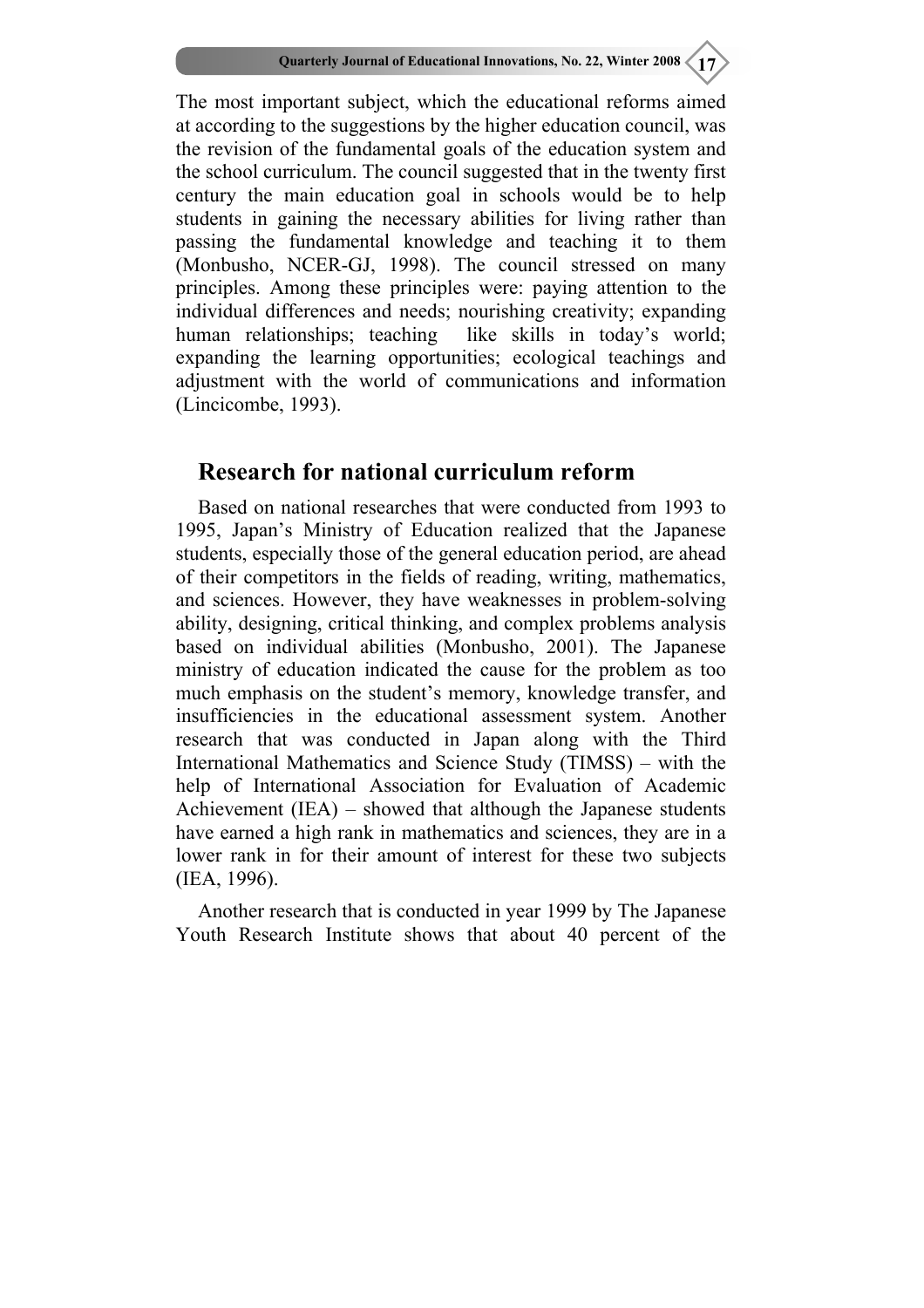The most important subject, which the educational reforms aimed at according to the suggestions by the higher education council, was the revision of the fundamental goals of the education system and the school curriculum. The council suggested that in the twenty first century the main education goal in schools would be to help students in gaining the necessary abilities for living rather than passing the fundamental knowledge and teaching it to them (Monbusho, NCER-GJ, 1998). The council stressed on many principles. Among these principles were: paying attention to the individual differences and needs; nourishing creativity; expanding human relationships; teaching like skills in today's world; expanding the learning opportunities; ecological teachings and adjustment with the world of communications and information (Lincicombe, 1993).

## Research for national curriculum reform

Based on national researches that were conducted from 1993 to 1995, Japan's Ministry of Education realized that the Japanese students, especially those of the general education period, are ahead of their competitors in the fields of reading, writing, mathematics, and sciences. However, they have weaknesses in problem-solving ability, designing, critical thinking, and complex problems analysis based on individual abilities (Monbusho, 2001). The Japanese ministry of education indicated the cause for the problem as too much emphasis on the student's memory, knowledge transfer, and insufficiencies in the educational assessment system. Another research that was conducted in Japan along with the Third International Mathematics and Science Study (TIMSS) – with the help of International Association for Evaluation of Academic Achievement (IEA) – showed that although the Japanese students have earned a high rank in mathematics and sciences, they are in a lower rank in for their amount of interest for these two subjects (IEA, 1996).

Another research that is conducted in year 1999 by The Japanese Youth Research Institute shows that about 40 percent of the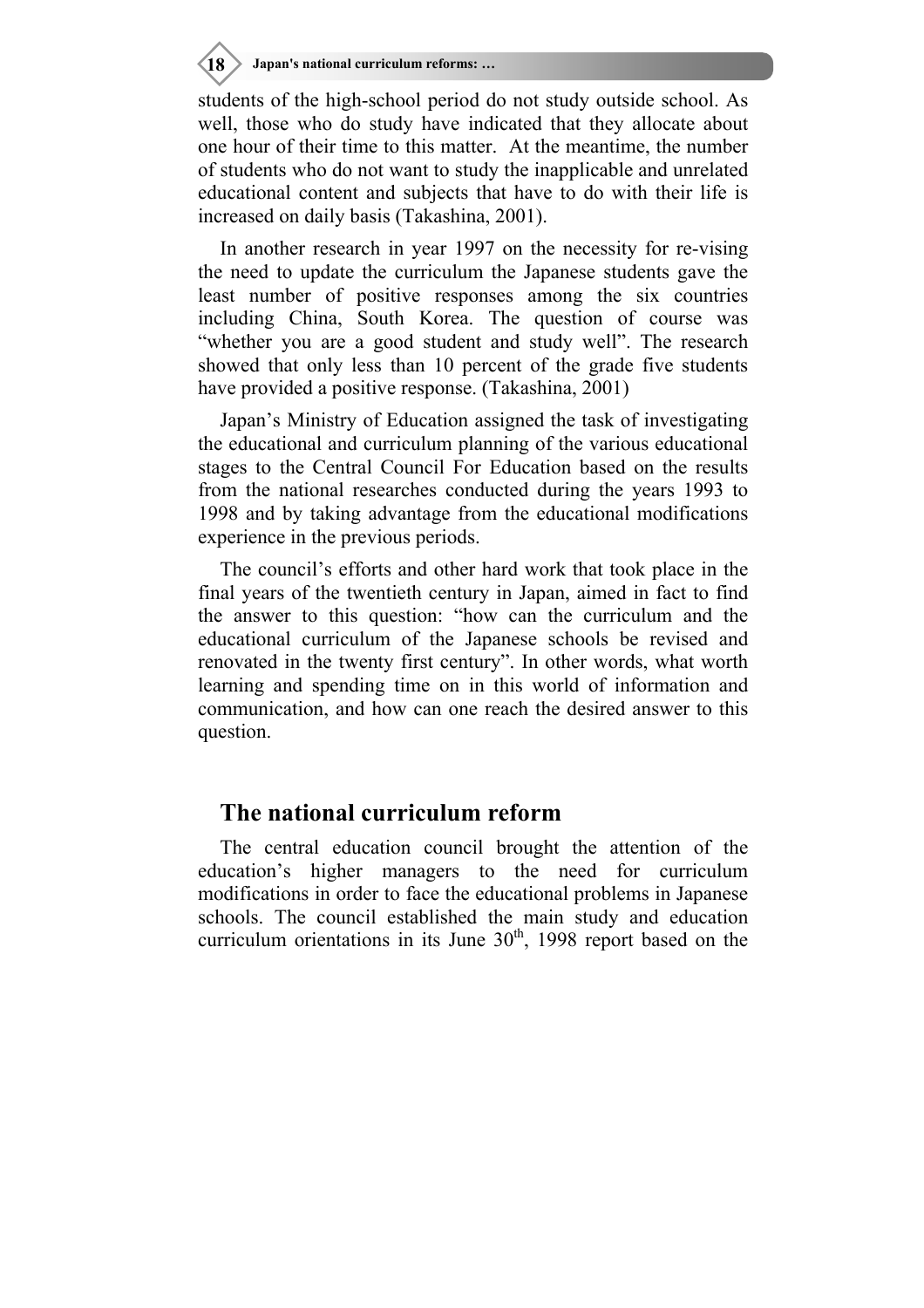students of the high-school period do not study outside school. As well, those who do study have indicated that they allocate about one hour of their time to this matter. At the meantime, the number of students who do not want to study the inapplicable and unrelated educational content and subjects that have to do with their life is increased on daily basis (Takashina, 2001).

In another research in year 1997 on the necessity for re-vising the need to update the curriculum the Japanese students gave the least number of positive responses among the six countries including China, South Korea. The question of course was "whether you are a good student and study well". The research showed that only less than 10 percent of the grade five students have provided a positive response. (Takashina, 2001)

Japan's Ministry of Education assigned the task of investigating the educational and curriculum planning of the various educational stages to the Central Council For Education based on the results from the national researches conducted during the years 1993 to 1998 and by taking advantage from the educational modifications experience in the previous periods.

The council's efforts and other hard work that took place in the final years of the twentieth century in Japan, aimed in fact to find the answer to this question: "how can the curriculum and the educational curriculum of the Japanese schools be revised and renovated in the twenty first century". In other words, what worth learning and spending time on in this world of information and communication, and how can one reach the desired answer to this question.

## The national curriculum reform

The central education council brought the attention of the education's higher managers to the need for curriculum modifications in order to face the educational problems in Japanese schools. The council established the main study and education curriculum orientations in its June 30th, 1998 report based on the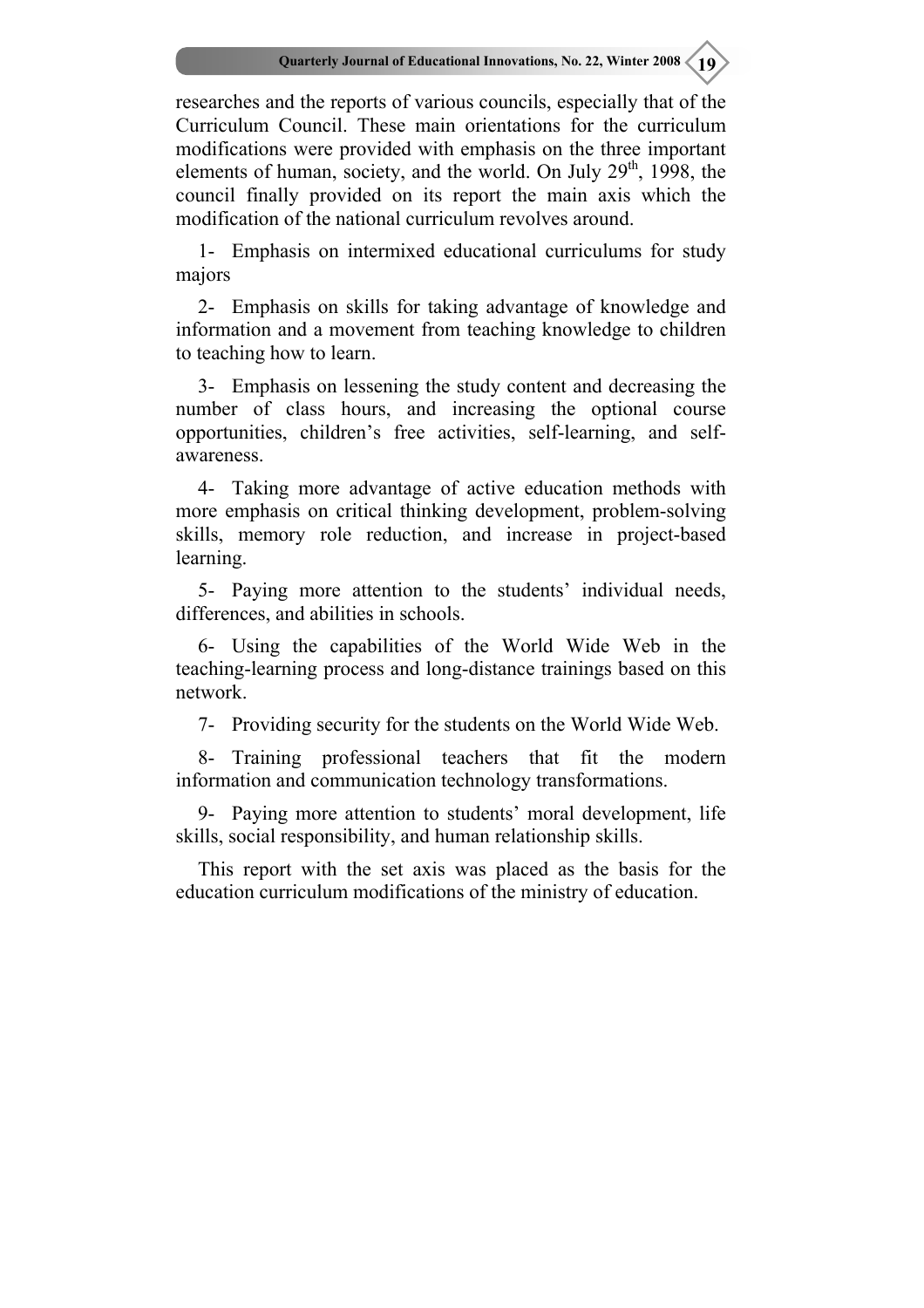researches and the reports of various councils, especially that of the Curriculum Council. These main orientations for the curriculum modifications were provided with emphasis on the three important elements of human, society, and the world. On July 29th, 1998, the council finally provided on its report the main axis which the modification of the national curriculum revolves around.

1- Emphasis on intermixed educational curriculums for study majors

2- Emphasis on skills for taking advantage of knowledge and information and a movement from teaching knowledge to children to teaching how to learn.

3- Emphasis on lessening the study content and decreasing the number of class hours, and increasing the optional course opportunities, children's free activities, self-learning, and self-awareness.

4- Taking more advantage of active education methods with more emphasis on critical thinking development, problem-solving skills, memory role reduction, and increase in project-based learning.

5- Paying more attention to the students' individual needs, differences, and abilities in schools.

6- Using the capabilities of the World Wide Web in the teaching-learning process and long-distance trainings based on this network.

7- Providing security for the students on the World Wide Web.

8- Training professional teachers that fit the modern information and communication technology transformations.

9- Paying more attention to students' moral development, life skills, social responsibility, and human relationship skills.

This report with the set axis was placed as the basis for the education curriculum modifications of the ministry of education.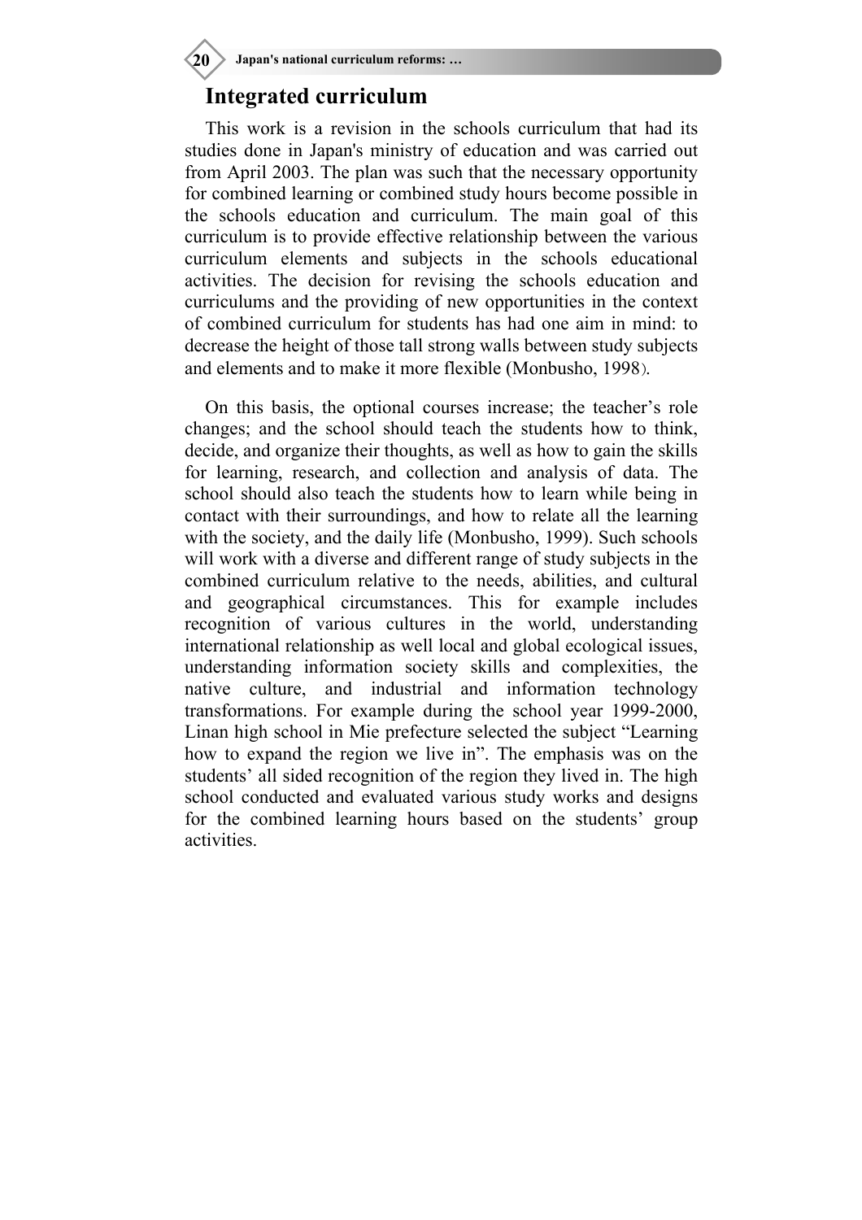## Integrated curriculum

This work is a revision in the schools curriculum that had its studies done in Japan's ministry of education and was carried out from April 2003. The plan was such that the necessary opportunity for combined learning or combined study hours become possible in the schools education and curriculum. The main goal of this curriculum is to provide effective relationship between the various curriculum elements and subjects in the schools educational activities. The decision for revising the schools education and curriculums and the providing of new opportunities in the context of combined curriculum for students has had one aim in mind: to decrease the height of those tall strong walls between study subjects and elements and to make it more flexible (Monbusho, 1998).

On this basis, the optional courses increase; the teacher's role changes; and the school should teach the students how to think, decide, and organize their thoughts, as well as how to gain the skills for learning, research, and collection and analysis of data. The school should also teach the students how to learn while being in contact with their surroundings, and how to relate all the learning with the society, and the daily life (Monbusho, 1999). Such schools will work with a diverse and different range of study subjects in the combined curriculum relative to the needs, abilities, and cultural and geographical circumstances. This for example includes recognition of various cultures in the world, understanding international relationship as well local and global ecological issues, understanding information society skills and complexities, the native culture, and industrial and information technology transformations. For example during the school year 1999-2000, Linan high school in Mie prefecture selected the subject "Learning how to expand the region we live in". The emphasis was on the students' all sided recognition of the region they lived in. The high school conducted and evaluated various study works and designs for the combined learning hours based on the students' group activities.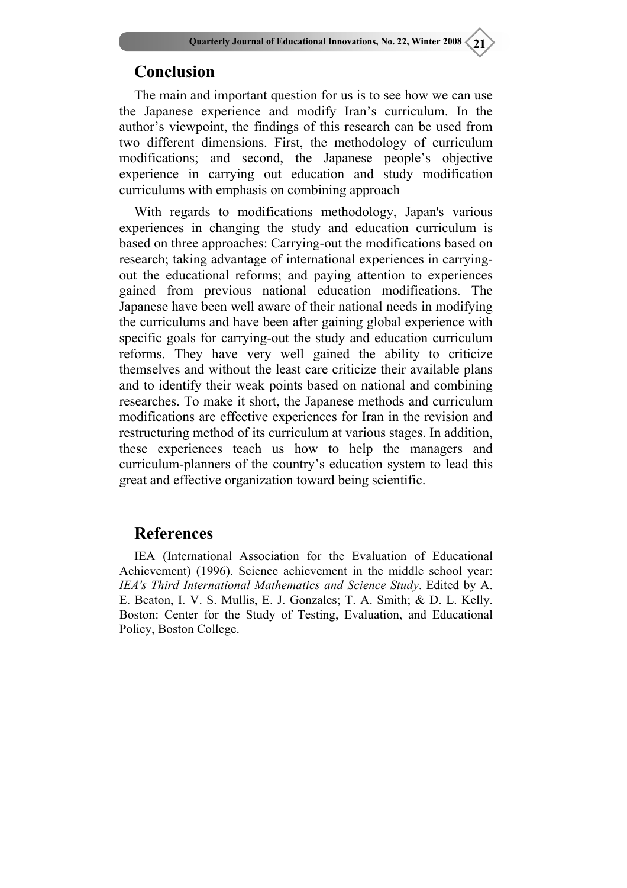## Conclusion

The main and important question for us is to see how we can use the Japanese experience and modify Iran's curriculum. In the author's viewpoint, the findings of this research can be used from two different dimensions. First, the methodology of curriculum modifications; and second, the Japanese people's objective experience in carrying out education and study modification curriculums with emphasis on combining approach

With regards to modifications methodology, Japan's various experiences in changing the study and education curriculum is based on three approaches: Carrying-out the modifications based on research; taking advantage of international experiences in carrying-out the educational reforms; and paying attention to experiences gained from previous national education modifications. The Japanese have been well aware of their national needs in modifying the curriculums and have been after gaining global experience with specific goals for carrying-out the study and education curriculum reforms. They have very well gained the ability to criticize themselves and without the least care criticize their available plans and to identify their weak points based on national and combining researches. To make it short, the Japanese methods and curriculum modifications are effective experiences for Iran in the revision and restructuring method of its curriculum at various stages. In addition, these experiences teach us how to help the managers and curriculum-planners of the country's education system to lead this great and effective organization toward being scientific.

## References

IEA (International Association for the Evaluation of Educational Achievement) (1996). Science achievement in the middle school year: *IEA's Third International Mathematics and Science Study*. Edited by A. E. Beaton, I. V. S. Mullis, E. J. Gonzales; T. A. Smith; & D. L. Kelly. Boston: Center for the Study of Testing, Evaluation, and Educational Policy, Boston College.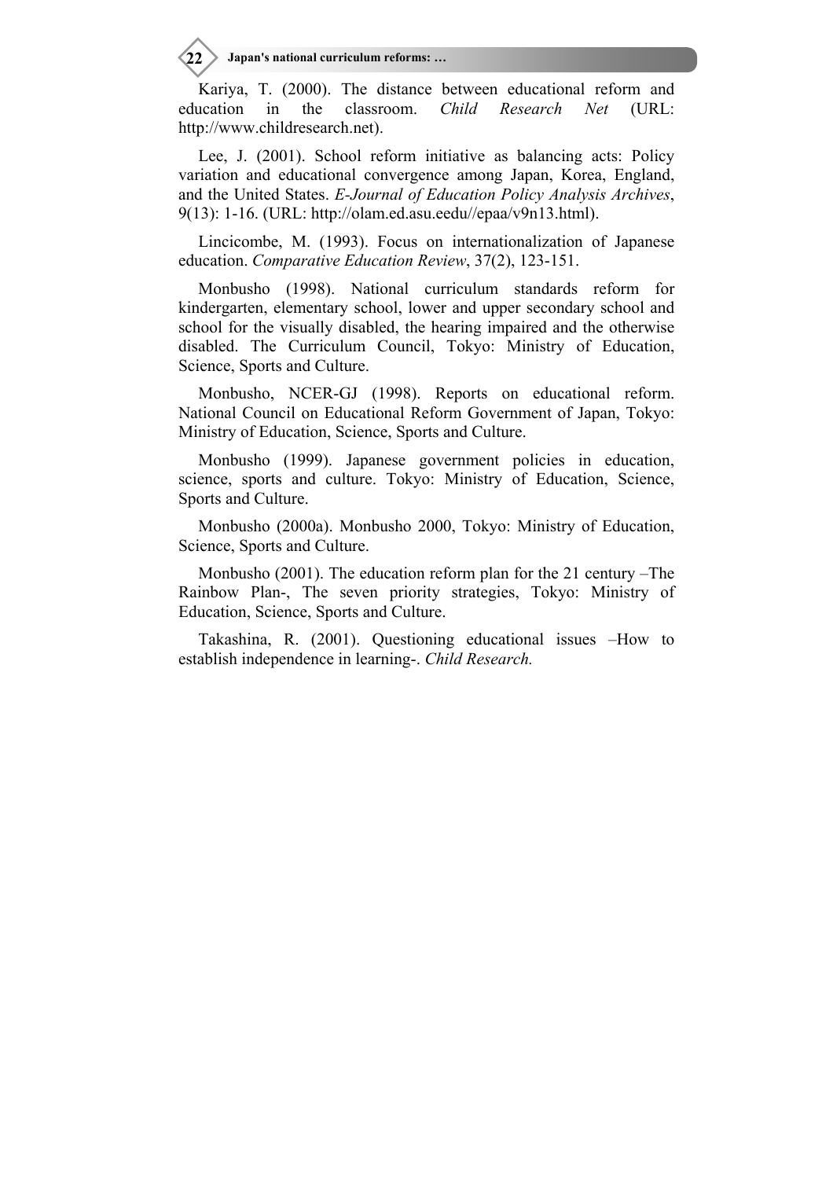Kariya, T. (2000). The distance between educational reform and education in the classroom. *Child Research Net* (URL: http://www.childresearch.net).

Lee, J. (2001). School reform initiative as balancing acts: Policy variation and educational convergence among Japan, Korea, England, and the United States. *E-Journal of Education Policy Analysis Archives*, 9(13): 1-16. (URL: http://olam.ed.asu.eedu//epaa/v9n13.html).

Lincicombe, M. (1993). Focus on internationalization of Japanese education. *Comparative Education Review*, 37(2), 123-151.

Monbusho (1998). National curriculum standards reform for kindergarten, elementary school, lower and upper secondary school and school for the visually disabled, the hearing impaired and the otherwise disabled. The Curriculum Council, Tokyo: Ministry of Education, Science, Sports and Culture.

Monbusho, NCER-GJ (1998). Reports on educational reform. National Council on Educational Reform Government of Japan, Tokyo: Ministry of Education, Science, Sports and Culture.

Monbusho (1999). Japanese government policies in education, science, sports and culture. Tokyo: Ministry of Education, Science, Sports and Culture.

Monbusho (2000a). Monbusho 2000, Tokyo: Ministry of Education, Science, Sports and Culture.

Monbusho (2001). The education reform plan for the 21 century –The Rainbow Plan-, The seven priority strategies, Tokyo: Ministry of Education, Science, Sports and Culture.

Takashina, R. (2001). Questioning educational issues –How to establish independence in learning-. *Child Research.*